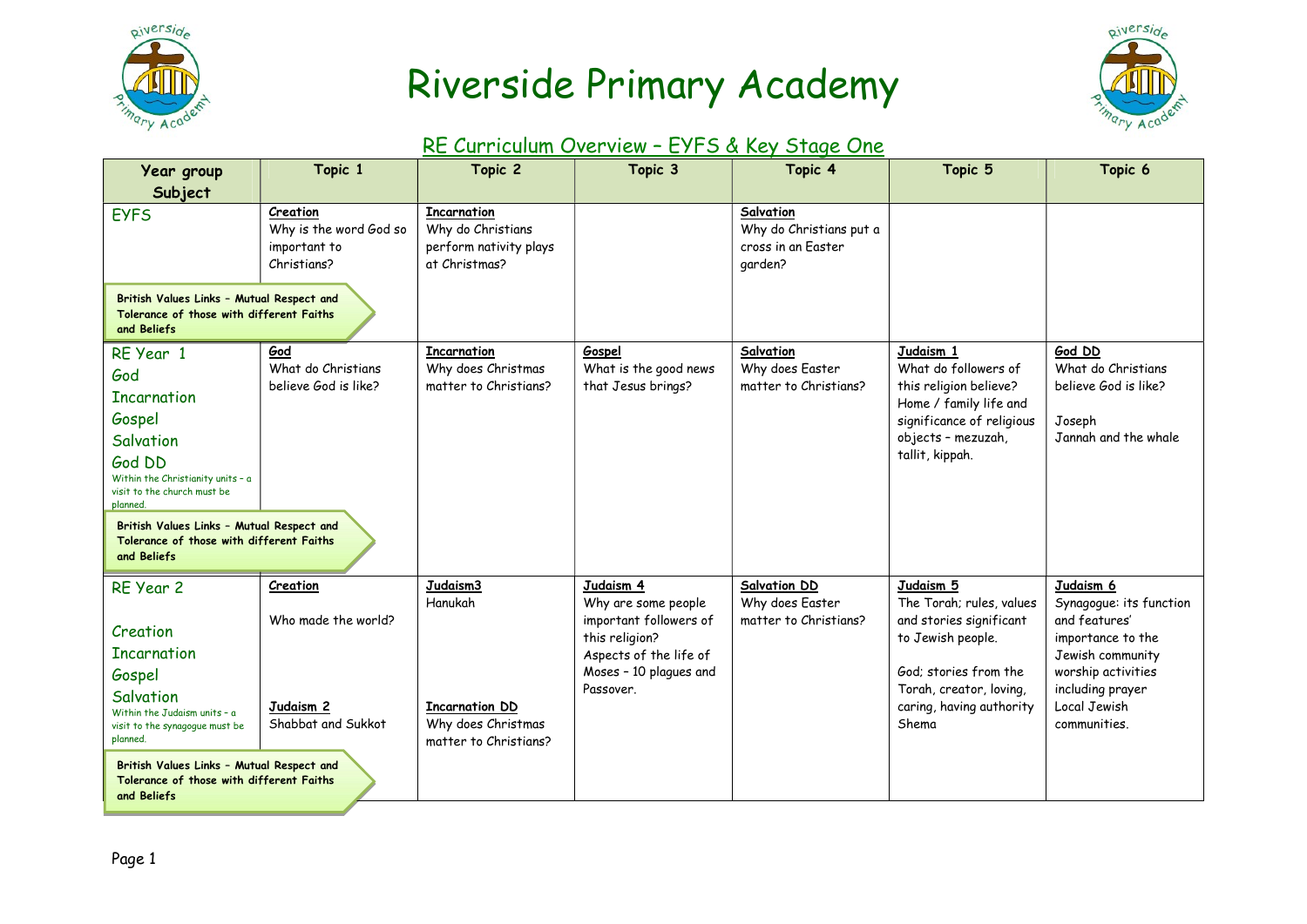# Riverside Primary Academy

## RE Curriculum Overview – EYFS & Key Stage One

| Year group Subject | Topic 1 | Topic 2 | Topic 3 | Topic 4 | Topic 5 | Topic 6 |
|---|---|---|---|---|---|---|
| EYFS<br><br>**British Values Links – Mutual Respect and Tolerance of those with different Faiths and Beliefs** | **Creation**<br>Why is the word God so important to Christians? | **Incarnation**<br>Why do Christians perform nativity plays at Christmas? | | **Salvation**<br>Why do Christians put a cross in an Easter garden? | | |
| RE Year 1<br>God<br>Incarnation<br>Gospel<br>Salvation<br>God DD<br>Within the Christianity units – a visit to the church must be planned.<br><br>**British Values Links – Mutual Respect and Tolerance of those with different Faiths and Beliefs** | **God**<br>What do Christians believe God is like? | **Incarnation**<br>Why does Christmas matter to Christians? | **Gospel**<br>What is the good news that Jesus brings? | **Salvation**<br>Why does Easter matter to Christians? | **Judaism 1**<br>What do followers of this religion believe? Home / family life and significance of religious objects – mezuzah, tallit, kippah. | **God DD**<br>What do Christians believe God is like?<br><br>Joseph<br>Jannah and the whale |
| RE Year 2<br><br>Creation<br>Incarnation<br>Gospel<br>Salvation<br>Within the Judaism units – a visit to the synagogue must be planned.<br><br>**British Values Links – Mutual Respect and Tolerance of those with different Faiths and Beliefs** | **Creation**<br><br>Who made the world?<br><br>**Judaism 2**<br>Shabbat and Sukkot | **Judaism3**<br>Hanukah<br><br>**Incarnation DD**<br>Why does Christmas matter to Christians? | **Judaism 4**<br>Why are some people important followers of this religion?<br>Aspects of the life of Moses – 10 plagues and Passover. | **Salvation DD**<br>Why does Easter matter to Christians? | **Judaism 5**<br>The Torah; rules, values and stories significant to Jewish people.<br><br>God; stories from the Torah, creator, loving, caring, having authority Shema | **Judaism 6**<br>Synagogue: its function and features' importance to the Jewish community worship activities including prayer Local Jewish communities. |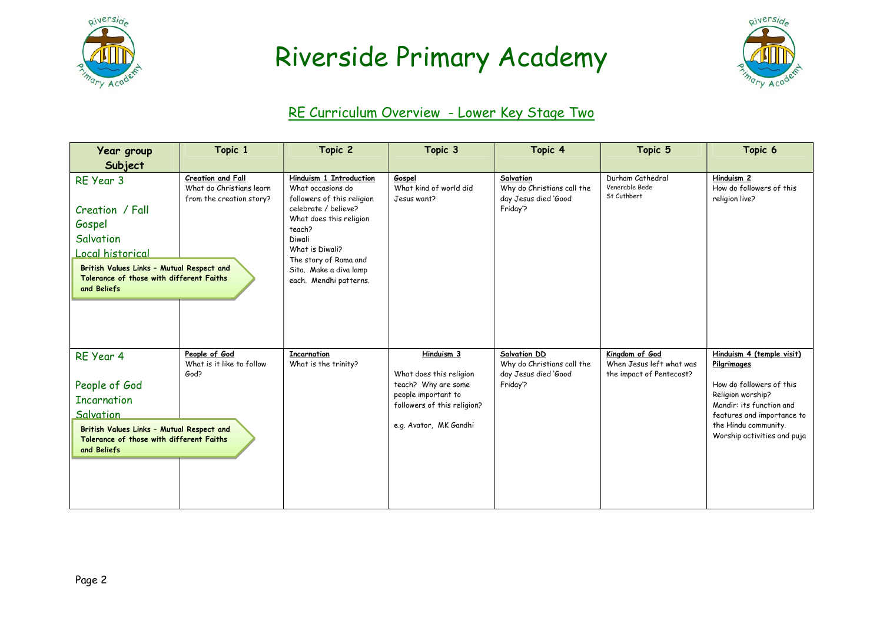# Riverside Primary Academy

## RE Curriculum Overview - Lower Key Stage Two

| Year group Subject | Topic 1 | Topic 2 | Topic 3 | Topic 4 | Topic 5 | Topic 6 |
|---|---|---|---|---|---|---|
| RE Year 3<br><br>Creation / Fall<br>Gospel<br>Salvation<br>Local historical<br><br>**British Values Links – Mutual Respect and Tolerance of those with different Faiths and Beliefs** | **Creation and Fall**<br>What do Christians learn from the creation story? | **Hinduism 1 Introduction**<br>What occasions do followers of this religion celebrate / believe?<br>What does this religion teach?<br>Diwali<br>What is Diwali?<br>The story of Rama and Sita. Make a diva lamp each. Mendhi patterns. | **Gospel**<br>What kind of world did Jesus want? | **Salvation**<br>Why do Christians call the day Jesus died 'Good Friday'? | Durham Cathedral<br>Venerable Bede<br>St Cuthbert | **Hinduism 2**<br>How do followers of this religion live? |
| RE Year 4<br><br>People of God<br>Incarnation<br>Salvation<br><br>**British Values Links – Mutual Respect and Tolerance of those with different Faiths and Beliefs** | **People of God**<br>What is it like to follow God? | **Incarnation**<br>What is the trinity? | **Hinduism 3**<br><br>What does this religion teach? Why are some people important to followers of this religion?<br><br>e.g. Avator, MK Gandhi | **Salvation DD**<br>Why do Christians call the day Jesus died 'Good Friday'? | **Kingdom of God**<br>When Jesus left what was the impact of Pentecost? | **Hinduism 4 (temple visit)**<br>**Pilgrimages**<br><br>How do followers of this Religion worship?<br>Mandir: its function and features and importance to the Hindu community.<br>Worship activities and puja |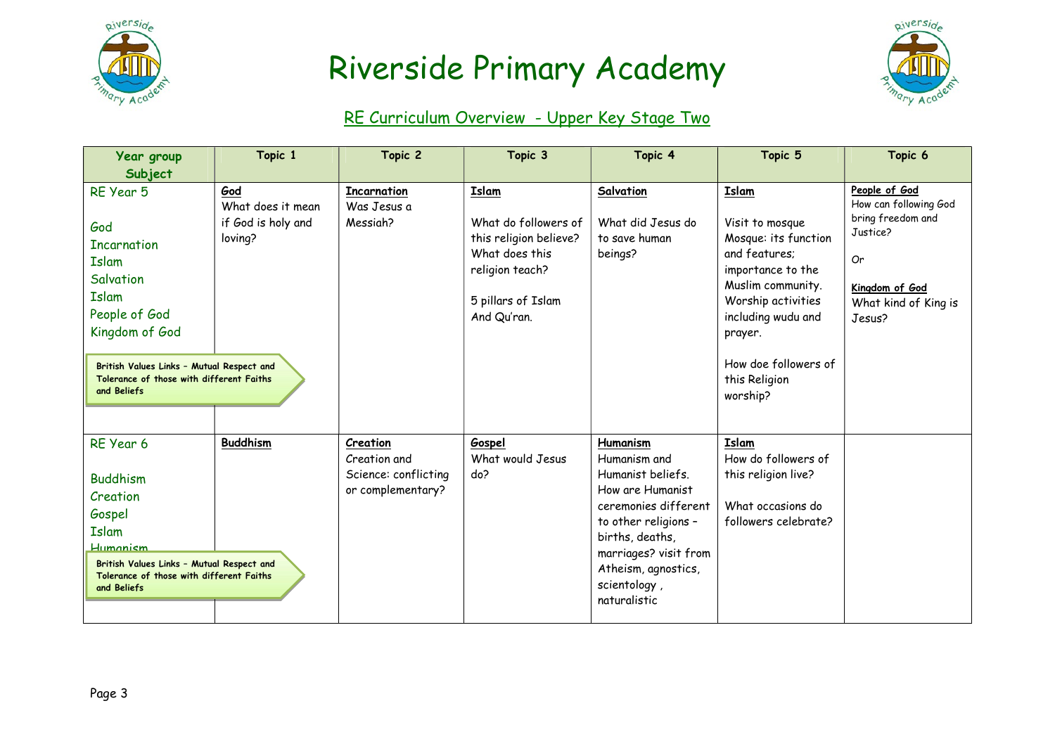# Riverside Primary Academy

## RE Curriculum Overview - Upper Key Stage Two

| Year group Subject | Topic 1 | Topic 2 | Topic 3 | Topic 4 | Topic 5 | Topic 6 |
|---|---|---|---|---|---|---|
| RE Year 5<br><br>God<br>Incarnation<br>Islam<br>Salvation<br>Islam<br>People of God<br>Kingdom of God<br><br>**British Values Links – Mutual Respect and Tolerance of those with different Faiths and Beliefs** | **God**<br>What does it mean if God is holy and loving? | **Incarnation**<br>Was Jesus a Messiah? | **Islam**<br><br>What do followers of this religion believe? What does this religion teach?<br><br>5 pillars of Islam And Qu'ran. | **Salvation**<br><br>What did Jesus do to save human beings? | **Islam**<br><br>Visit to mosque Mosque: its function and features; importance to the Muslim community. Worship activities including wudu and prayer.<br><br>How doe followers of this Religion worship? | **People of God**<br>How can following God bring freedom and Justice?<br><br>Or<br><br>**Kingdom of God**<br>What kind of King is Jesus? |
| RE Year 6<br><br>Buddhism<br>Creation<br>Gospel<br>Islam<br>Humanism<br><br>**British Values Links – Mutual Respect and Tolerance of those with different Faiths and Beliefs** | **Buddhism** | **Creation**<br>Creation and Science: conflicting or complementary? | **Gospel**<br>What would Jesus do? | **Humanism**<br>Humanism and Humanist beliefs. How are Humanist ceremonies different to other religions – births, deaths, marriages? visit from Atheism, agnostics, scientology , naturalistic | **Islam**<br>How do followers of this religion live?<br><br>What occasions do followers celebrate? | |